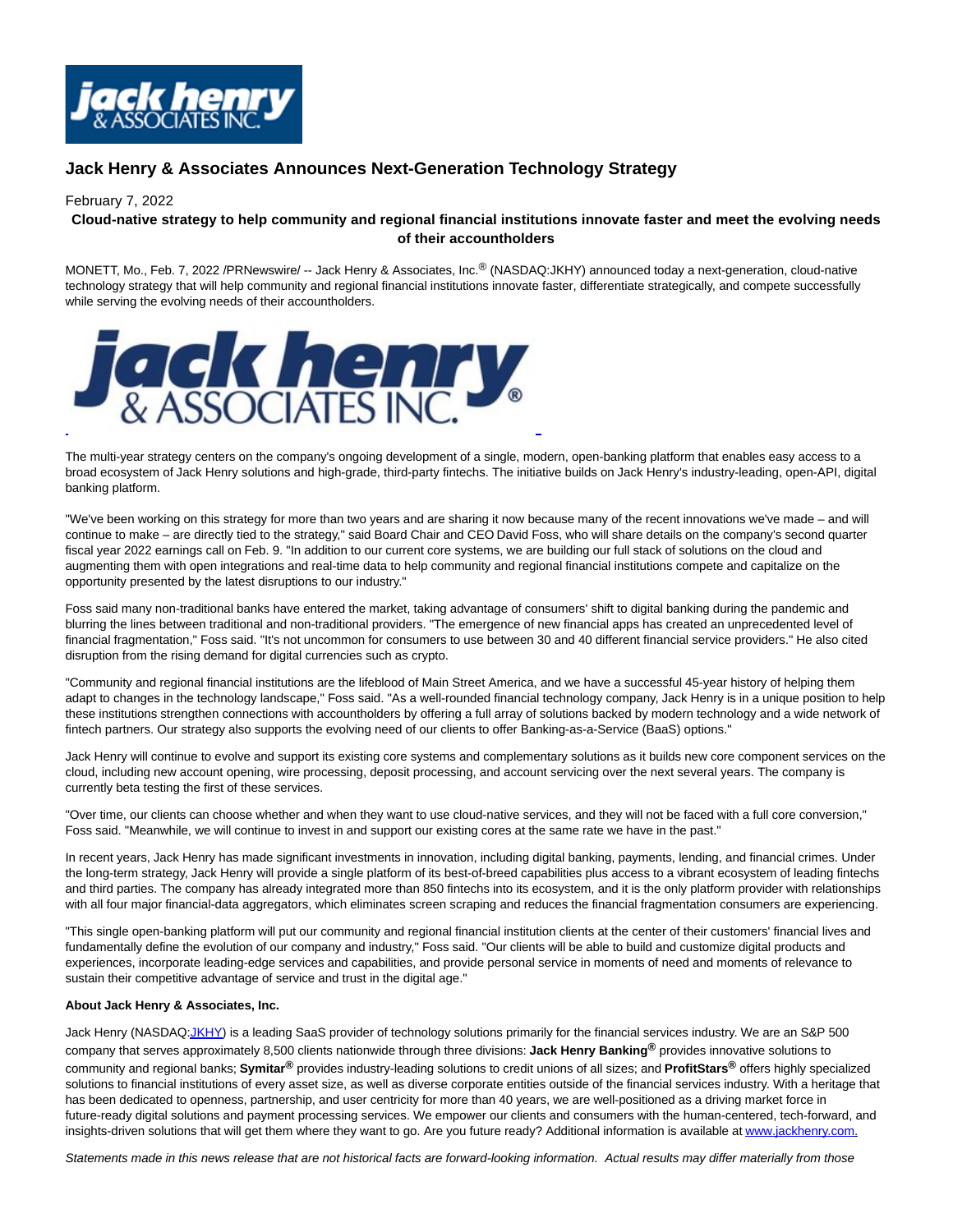# Jack Henry & Associates Announces Next-Generation Technology Strategy

February 7, 2022

**Cloud-native strategy to help community and regional financial institutions innovate faster and meet the evolving needs of their accountholders**

MONETT, Mo., Feb. 7, 2022 /PRNewswire/ -- Jack Henry & Associates, Inc.® (NASDAQ:JKHY) announced today a next-generation, cloud-native technology strategy that will help community and regional financial institutions innovate faster, differentiate strategically, and compete successfully while serving the evolving needs of their accountholders.

The multi-year strategy centers on the company's ongoing development of a single, modern, open-banking platform that enables easy access to a broad ecosystem of Jack Henry solutions and high-grade, third-party fintechs. The initiative builds on Jack Henry's industry-leading, open-API, digital banking platform.

"We've been working on this strategy for more than two years and are sharing it now because many of the recent innovations we've made – and will continue to make – are directly tied to the strategy," said Board Chair and CEO David Foss, who will share details on the company's second quarter fiscal year 2022 earnings call on Feb. 9. "In addition to our current core systems, we are building our full stack of solutions on the cloud and augmenting them with open integrations and real-time data to help community and regional financial institutions compete and capitalize on the opportunity presented by the latest disruptions to our industry."

Foss said many non-traditional banks have entered the market, taking advantage of consumers' shift to digital banking during the pandemic and blurring the lines between traditional and non-traditional providers. "The emergence of new financial apps has created an unprecedented level of financial fragmentation," Foss said. "It's not uncommon for consumers to use between 30 and 40 different financial service providers." He also cited disruption from the rising demand for digital currencies such as crypto.

"Community and regional financial institutions are the lifeblood of Main Street America, and we have a successful 45-year history of helping them adapt to changes in the technology landscape," Foss said. "As a well-rounded financial technology company, Jack Henry is in a unique position to help these institutions strengthen connections with accountholders by offering a full array of solutions backed by modern technology and a wide network of fintech partners. Our strategy also supports the evolving need of our clients to offer Banking-as-a-Service (BaaS) options."

Jack Henry will continue to evolve and support its existing core systems and complementary solutions as it builds new core component services on the cloud, including new account opening, wire processing, deposit processing, and account servicing over the next several years. The company is currently beta testing the first of these services.

"Over time, our clients can choose whether and when they want to use cloud-native services, and they will not be faced with a full core conversion," Foss said. "Meanwhile, we will continue to invest in and support our existing cores at the same rate we have in the past."

In recent years, Jack Henry has made significant investments in innovation, including digital banking, payments, lending, and financial crimes. Under the long-term strategy, Jack Henry will provide a single platform of its best-of-breed capabilities plus access to a vibrant ecosystem of leading fintechs and third parties. The company has already integrated more than 850 fintechs into its ecosystem, and it is the only platform provider with relationships with all four major financial-data aggregators, which eliminates screen scraping and reduces the financial fragmentation consumers are experiencing.

"This single open-banking platform will put our community and regional financial institution clients at the center of their customers' financial lives and fundamentally define the evolution of our company and industry," Foss said. "Our clients will be able to build and customize digital products and experiences, incorporate leading-edge services and capabilities, and provide personal service in moments of need and moments of relevance to sustain their competitive advantage of service and trust in the digital age."

**About Jack Henry & Associates, Inc.**

Jack Henry (NASDAQ:JKHY) is a leading SaaS provider of technology solutions primarily for the financial services industry. We are an S&P 500 company that serves approximately 8,500 clients nationwide through three divisions: **Jack Henry Banking®** provides innovative solutions to community and regional banks; **Symitar®** provides industry-leading solutions to credit unions of all sizes; and **ProfitStars®** offers highly specialized solutions to financial institutions of every asset size, as well as diverse corporate entities outside of the financial services industry. With a heritage that has been dedicated to openness, partnership, and user centricity for more than 40 years, we are well-positioned as a driving market force in future-ready digital solutions and payment processing services. We empower our clients and consumers with the human-centered, tech-forward, and insights-driven solutions that will get them where they want to go. Are you future ready? Additional information is available at www.jackhenry.com.

*Statements made in this news release that are not historical facts are forward-looking information. Actual results may differ materially from those*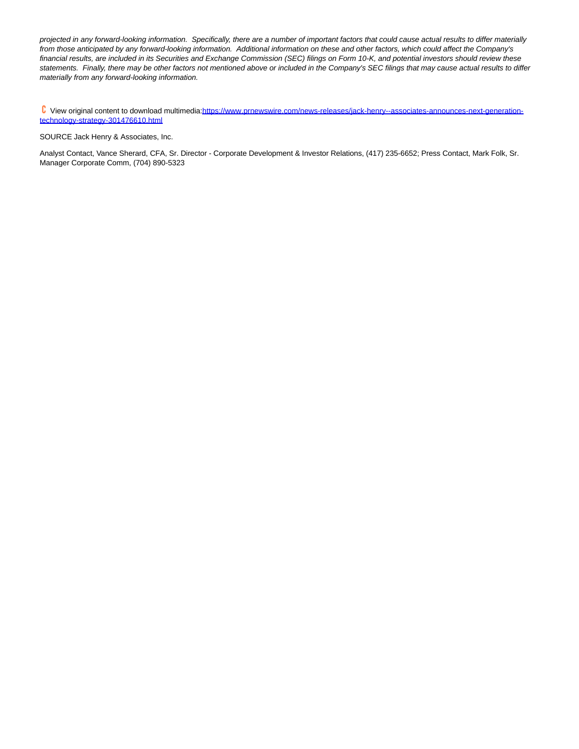*projected in any forward-looking information. Specifically, there are a number of important factors that could cause actual results to differ materially from those anticipated by any forward-looking information. Additional information on these and other factors, which could affect the Company's financial results, are included in its Securities and Exchange Commission (SEC) filings on Form 10-K, and potential investors should review these statements. Finally, there may be other factors not mentioned above or included in the Company's SEC filings that may cause actual results to differ materially from any forward-looking information.*

View original content to download multimedia:[https://www.prnewswire.com/news-releases/jack-henry--associates-announces-next-generation-technology-strategy-301476610.html](https://www.prnewswire.com/news-releases/jack-henry--associates-announces-next-generation-technology-strategy-301476610.html)

SOURCE Jack Henry & Associates, Inc.

Analyst Contact, Vance Sherard, CFA, Sr. Director - Corporate Development & Investor Relations, (417) 235-6652; Press Contact, Mark Folk, Sr. Manager Corporate Comm, (704) 890-5323